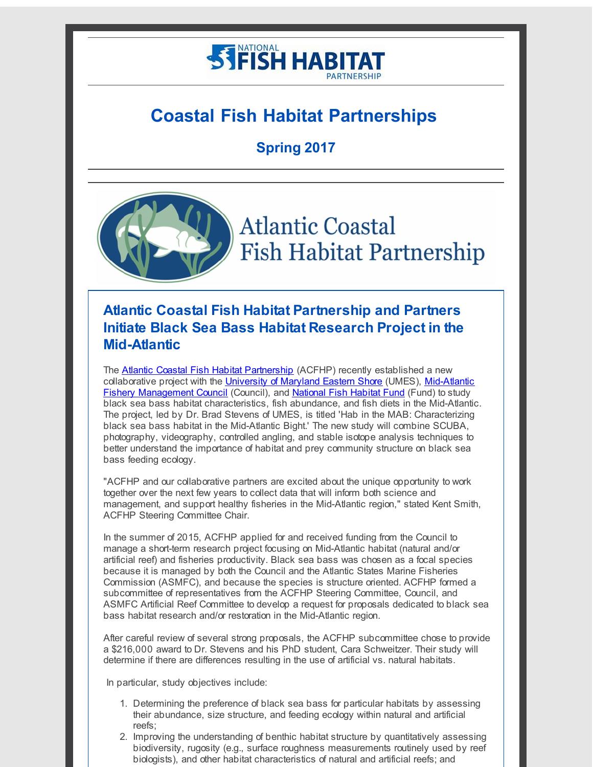# Coastal Fish Habitat Partnerships

## Spring 2017

Atlantic Coastal Fish Habitat Partnership

### Atlantic Coastal Fish Habitat Partnership and Partners Initiate Black Sea Bass Habitat Research Project in the Mid-Atlantic

The Atlantic Coastal Fish Habitat Partnership (ACFHP) recently established a new collaborative project with the University of Maryland Eastern Shore (UMES), Mid-Atlantic Fishery Management Council (Council), and National Fish Habitat Fund (Fund) to study black sea bass habitat characteristics, fish abundance, and fish diets in the Mid-Atlantic. The project, led by Dr. Brad Stevens of UMES, is titled 'Hab in the MAB: Characterizing black sea bass habitat in the Mid-Atlantic Bight.' The new study will combine SCUBA, photography, videography, controlled angling, and stable isotope analysis techniques to better understand the importance of habitat and prey community structure on black sea bass feeding ecology.

"ACFHP and our collaborative partners are excited about the unique opportunity to work together over the next few years to collect data that will inform both science and management, and support healthy fisheries in the Mid-Atlantic region," stated Kent Smith, ACFHP Steering Committee Chair.

In the summer of 2015, ACFHP applied for and received funding from the Council to manage a short-term research project focusing on Mid-Atlantic habitat (natural and/or artificial reef) and fisheries productivity. Black sea bass was chosen as a focal species because it is managed by both the Council and the Atlantic States Marine Fisheries Commission (ASMFC), and because the species is structure oriented. ACFHP formed a subcommittee of representatives from the ACFHP Steering Committee, Council, and ASMFC Artificial Reef Committee to develop a request for proposals dedicated to black sea bass habitat research and/or restoration in the Mid-Atlantic region.

After careful review of several strong proposals, the ACFHP subcommittee chose to provide a $216,000 award to Dr. Stevens and his PhD student, Cara Schweitzer. Their study will determine if there are differences resulting in the use of artificial vs. natural habitats.

In particular, study objectives include:

1. Determining the preference of black sea bass for particular habitats by assessing their abundance, size structure, and feeding ecology within natural and artificial reefs;
2. Improving the understanding of benthic habitat structure by quantitatively assessing biodiversity, rugosity (e.g., surface roughness measurements routinely used by reef biologists), and other habitat characteristics of natural and artificial reefs; and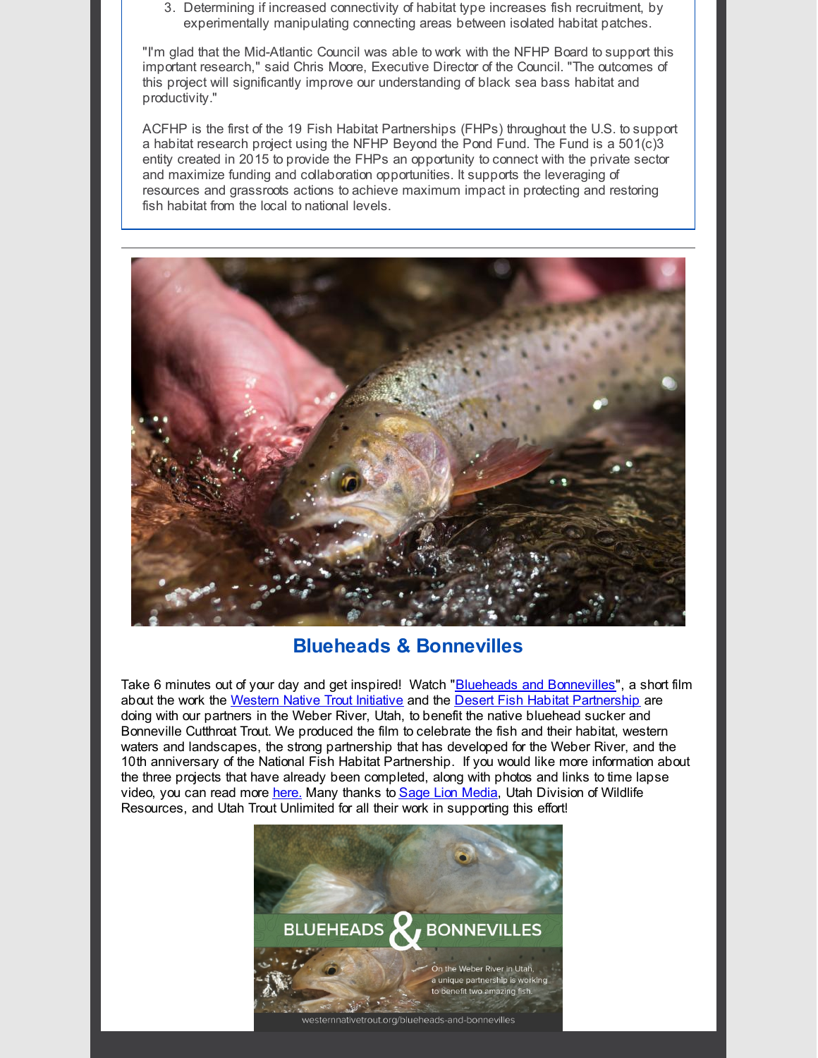3. Determining if increased connectivity of habitat type increases fish recruitment, by experimentally manipulating connecting areas between isolated habitat patches.

"I'm glad that the Mid-Atlantic Council was able to work with the NFHP Board to support this important research," said Chris Moore, Executive Director of the Council. "The outcomes of this project will significantly improve our understanding of black sea bass habitat and productivity."

ACFHP is the first of the 19 Fish Habitat Partnerships (FHPs) throughout the U.S. to support a habitat research project using the NFHP Beyond the Pond Fund. The Fund is a 501(c)3 entity created in 2015 to provide the FHPs an opportunity to connect with the private sector and maximize funding and collaboration opportunities. It supports the leveraging of resources and grassroots actions to achieve maximum impact in protecting and restoring fish habitat from the local to national levels.

---

## Blueheads & Bonnevilles

Take 6 minutes out of your day and get inspired! Watch "Blueheads and Bonnevilles", a short film about the work the Western Native Trout Initiative and the Desert Fish Habitat Partnership are doing with our partners in the Weber River, Utah, to benefit the native bluehead sucker and Bonneville Cutthroat Trout. We produced the film to celebrate the fish and their habitat, western waters and landscapes, the strong partnership that has developed for the Weber River, and the 10th anniversary of the National Fish Habitat Partnership. If you would like more information about the three projects that have already been completed, along with photos and links to time lapse video, you can read more here. Many thanks to Sage Lion Media, Utah Division of Wildlife Resources, and Utah Trout Unlimited for all their work in supporting this effort!

westernnativetrout.org/blueheads-and-bonnevilles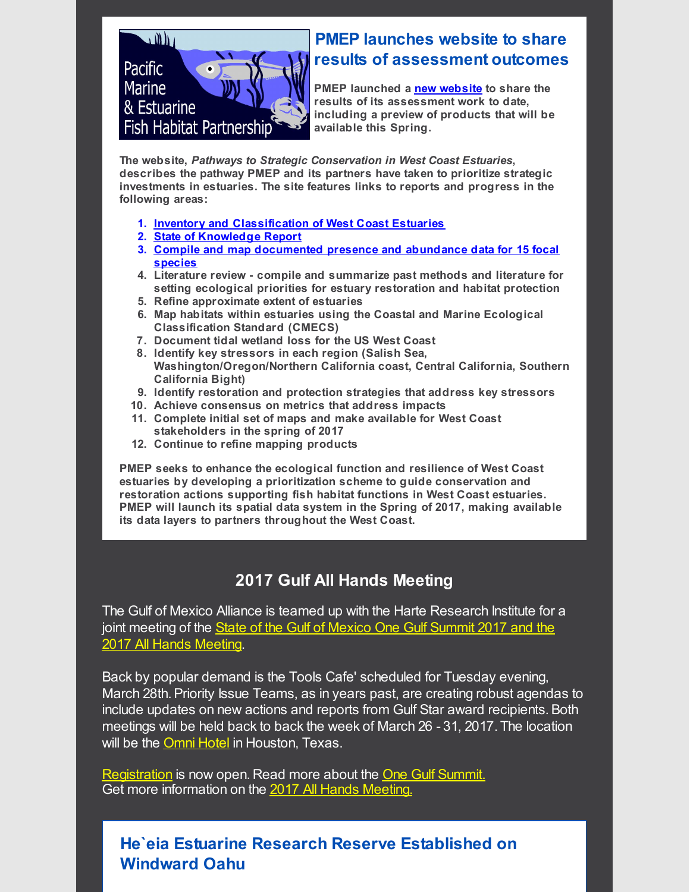## PMEP launches website to share results of assessment outcomes

PMEP launched a new website to share the results of its assessment work to date, including a preview of products that will be available this Spring.

The website, *Pathways to Strategic Conservation in West Coast Estuaries*, describes the pathway PMEP and its partners have taken to prioritize strategic investments in estuaries. The site features links to reports and progress in the following areas:

1. Inventory and Classification of West Coast Estuaries
2. State of Knowledge Report
3. Compile and map documented presence and abundance data for 15 focal species
4. Literature review - compile and summarize past methods and literature for setting ecological priorities for estuary restoration and habitat protection
5. Refine approximate extent of estuaries
6. Map habitats within estuaries using the Coastal and Marine Ecological Classification Standard (CMECS)
7. Document tidal wetland loss for the US West Coast
8. Identify key stressors in each region (Salish Sea, Washington/Oregon/Northern California coast, Central California, Southern California Bight)
9. Identify restoration and protection strategies that address key stressors
10. Achieve consensus on metrics that address impacts
11. Complete initial set of maps and make available for West Coast stakeholders in the spring of 2017
12. Continue to refine mapping products

PMEP seeks to enhance the ecological function and resilience of West Coast estuaries by developing a prioritization scheme to guide conservation and restoration actions supporting fish habitat functions in West Coast estuaries. PMEP will launch its spatial data system in the Spring of 2017, making available its data layers to partners throughout the West Coast.

## 2017 Gulf All Hands Meeting

The Gulf of Mexico Alliance is teamed up with the Harte Research Institute for a joint meeting of the State of the Gulf of Mexico One Gulf Summit 2017 and the 2017 All Hands Meeting.

Back by popular demand is the Tools Cafe' scheduled for Tuesday evening, March 28th. Priority Issue Teams, as in years past, are creating robust agendas to include updates on new actions and reports from Gulf Star award recipients. Both meetings will be held back to back the week of March 26 - 31, 2017. The location will be the Omni Hotel in Houston, Texas.

Registration is now open. Read more about the One Gulf Summit.
Get more information on the 2017 All Hands Meeting.

## He`eia Estuarine Research Reserve Established on Windward Oahu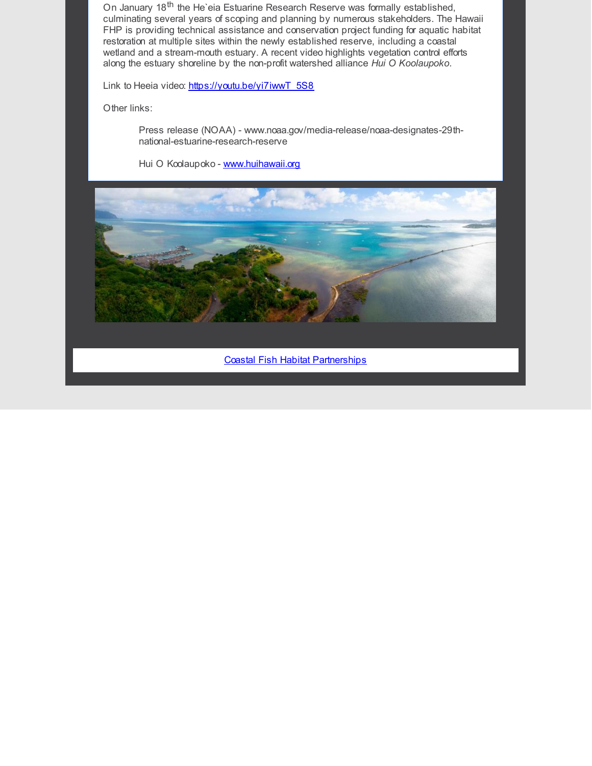On January 18th the He`eia Estuarine Research Reserve was formally established, culminating several years of scoping and planning by numerous stakeholders. The Hawaii FHP is providing technical assistance and conservation project funding for aquatic habitat restoration at multiple sites within the newly established reserve, including a coastal wetland and a stream-mouth estuary. A recent video highlights vegetation control efforts along the estuary shoreline by the non-profit watershed alliance *Hui O Koolaupoko*.

Link to Heeia video: https://youtu.be/yi7iwwT_5S8

Other links:

Press release (NOAA) - www.noaa.gov/media-release/noaa-designates-29th-national-estuarine-research-reserve

Hui O Koolaupoko - www.huihawaii.org

Coastal Fish Habitat Partnerships